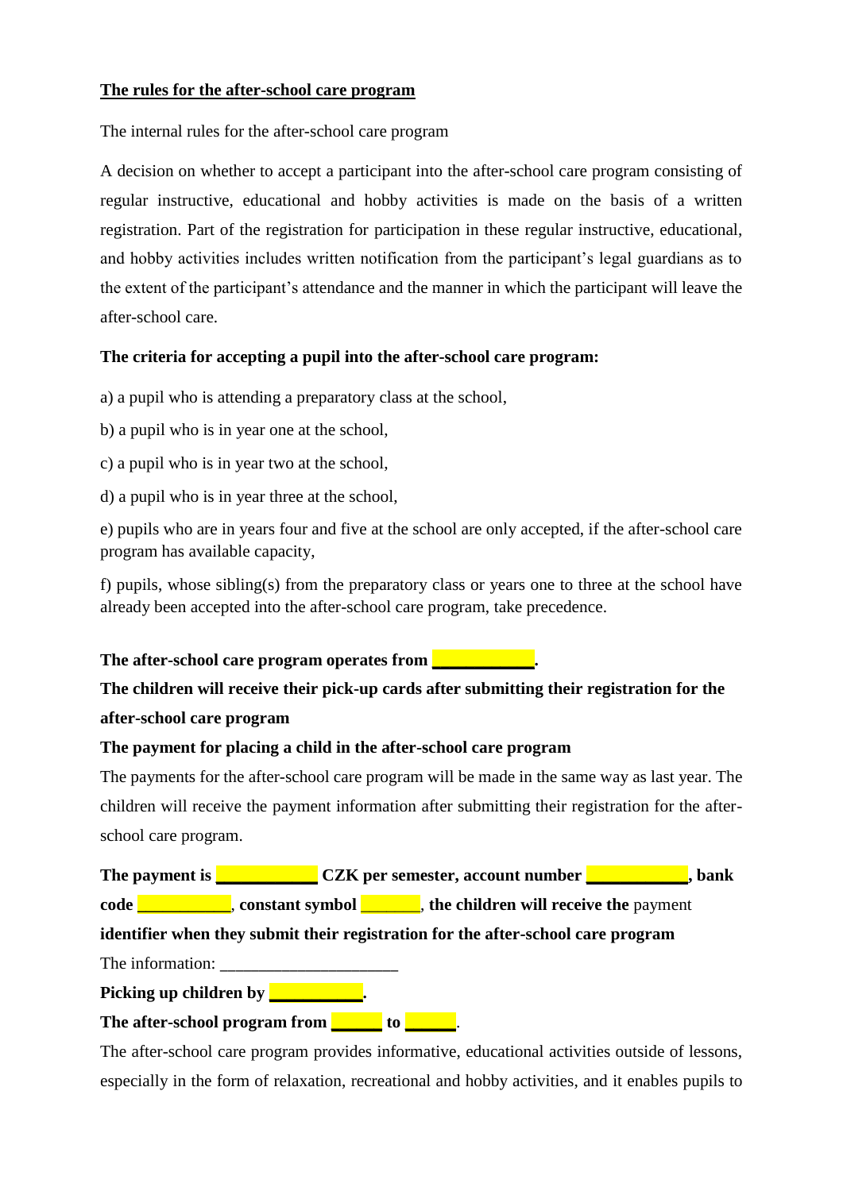**The rules for the after-school care program**

The internal rules for the after-school care program

A decision on whether to accept a participant into the after-school care program consisting of regular instructive, educational and hobby activities is made on the basis of a written registration. Part of the registration for participation in these regular instructive, educational, and hobby activities includes written notification from the participant's legal guardians as to the extent of the participant's attendance and the manner in which the participant will leave the after-school care.

**The criteria for accepting a pupil into the after-school care program:**

a) a pupil who is attending a preparatory class at the school,

b) a pupil who is in year one at the school,

c) a pupil who is in year two at the school,

d) a pupil who is in year three at the school,

e) pupils who are in years four and five at the school are only accepted, if the after-school care program has available capacity,

f) pupils, whose sibling(s) from the preparatory class or years one to three at the school have already been accepted into the after-school care program, take precedence.

**The after-school care program operates from ___________.**

**The children will receive their pick-up cards after submitting their registration for the after-school care program**

**The payment for placing a child in the after-school care program**

The payments for the after-school care program will be made in the same way as last year. The children will receive the payment information after submitting their registration for the after-school care program.

**The payment is ___________ CZK per semester, account number ___________, bank code __________, constant symbol _______, the children will receive the** payment **identifier when they submit their registration for the after-school care program**

The information: ____________________

**Picking up children by __________.**

**The after-school program from ______ to ______**.

The after-school care program provides informative, educational activities outside of lessons, especially in the form of relaxation, recreational and hobby activities, and it enables pupils to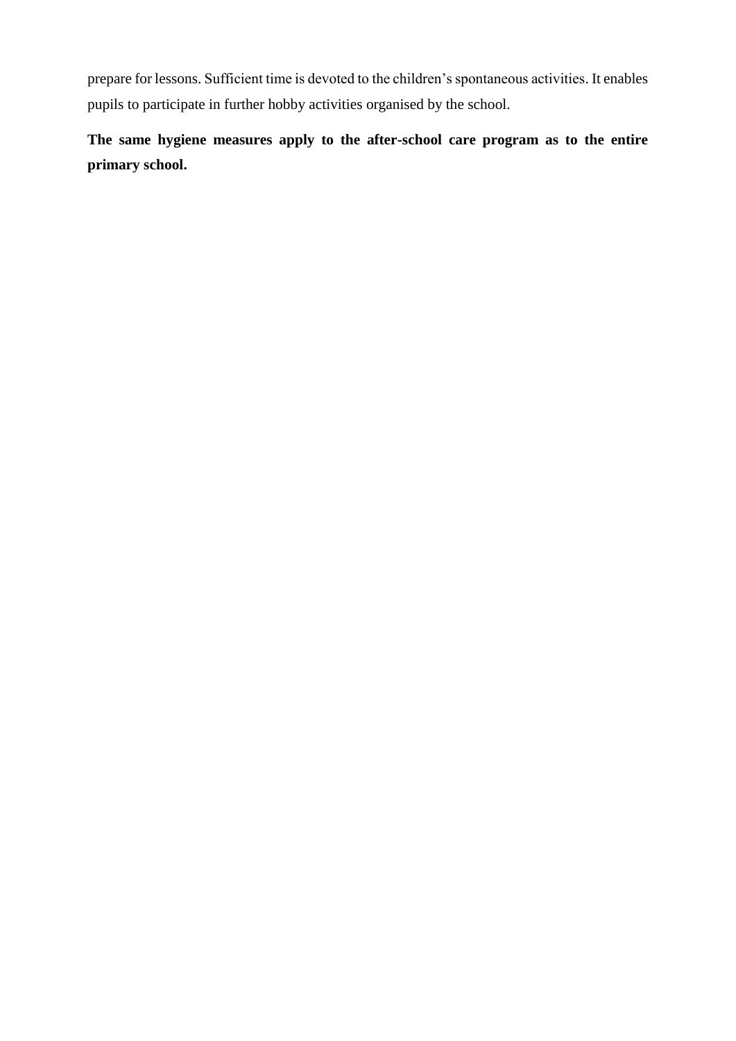prepare for lessons. Sufficient time is devoted to the children's spontaneous activities. It enables pupils to participate in further hobby activities organised by the school.

**The same hygiene measures apply to the after-school care program as to the entire primary school.**